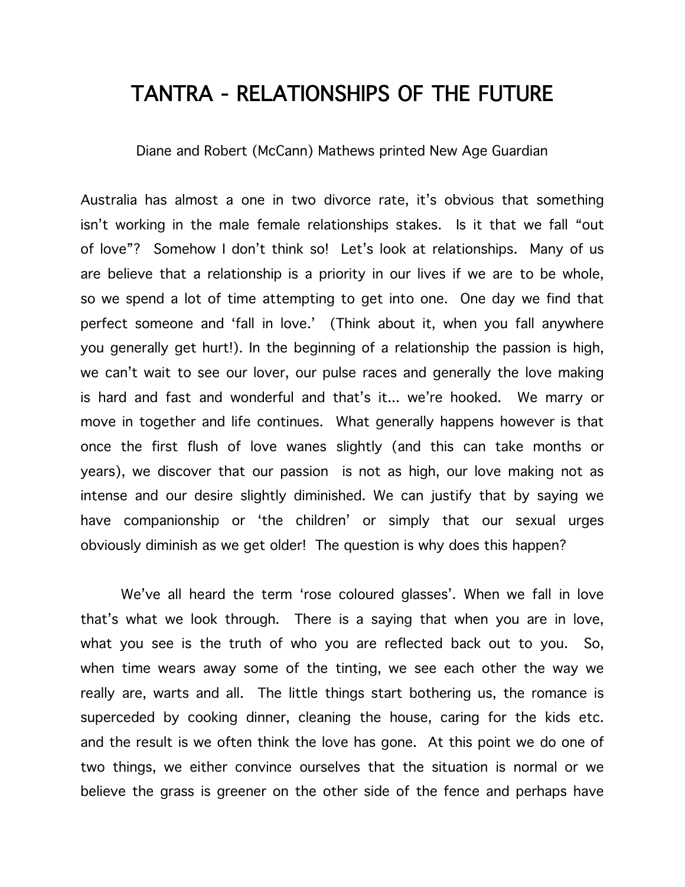# TANTRA - RELATIONSHIPS OF THE FUTURE

Diane and Robert (McCann) Mathews printed New Age Guardian

Australia has almost a one in two divorce rate, it's obvious that something isn't working in the male female relationships stakes. Is it that we fall "out of love"? Somehow I don't think so! Let's look at relationships. Many of us are believe that a relationship is a priority in our lives if we are to be whole, so we spend a lot of time attempting to get into one. One day we find that perfect someone and 'fall in love.' (Think about it, when you fall anywhere you generally get hurt!). In the beginning of a relationship the passion is high, we can't wait to see our lover, our pulse races and generally the love making is hard and fast and wonderful and that's it... we're hooked. We marry or move in together and life continues. What generally happens however is that once the first flush of love wanes slightly (and this can take months or years), we discover that our passion is not as high, our love making not as intense and our desire slightly diminished. We can justify that by saying we have companionship or 'the children' or simply that our sexual urges obviously diminish as we get older! The question is why does this happen?

We've all heard the term 'rose coloured glasses'. When we fall in love that's what we look through. There is a saying that when you are in love, what you see is the truth of who you are reflected back out to you. So, when time wears away some of the tinting, we see each other the way we really are, warts and all. The little things start bothering us, the romance is superceded by cooking dinner, cleaning the house, caring for the kids etc. and the result is we often think the love has gone. At this point we do one of two things, we either convince ourselves that the situation is normal or we believe the grass is greener on the other side of the fence and perhaps have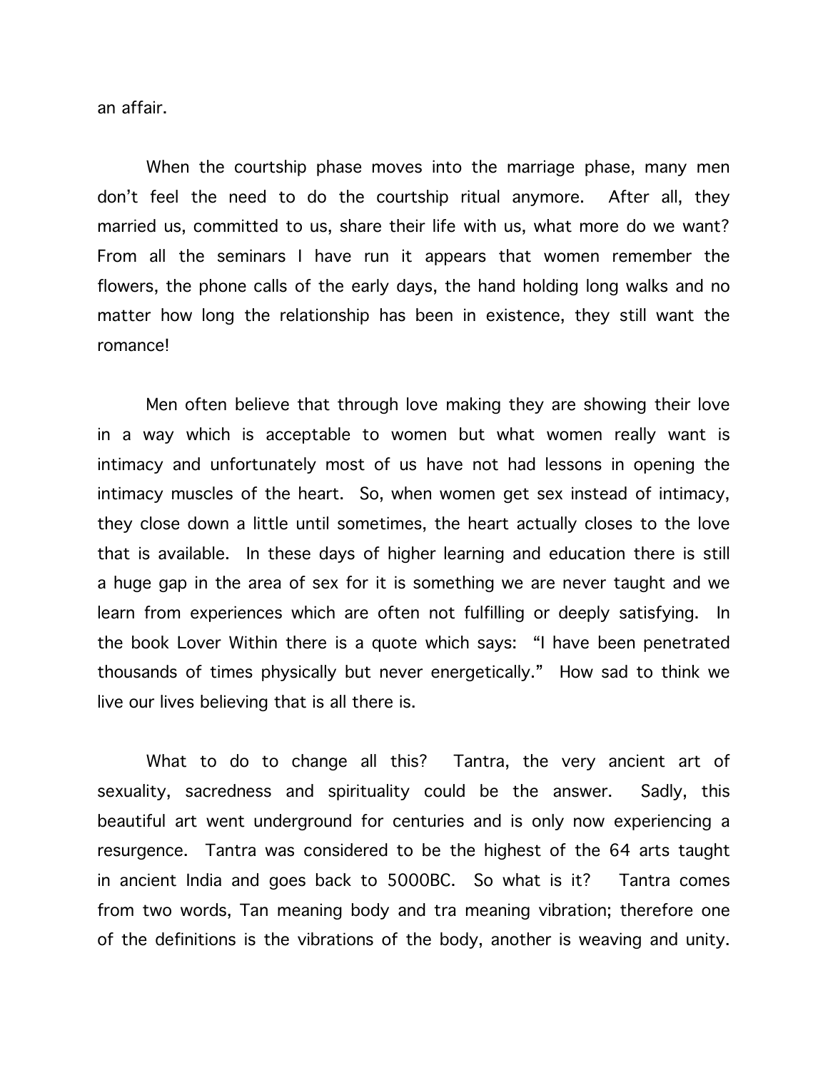an affair.

When the courtship phase moves into the marriage phase, many men don't feel the need to do the courtship ritual anymore. After all, they married us, committed to us, share their life with us, what more do we want? From all the seminars I have run it appears that women remember the flowers, the phone calls of the early days, the hand holding long walks and no matter how long the relationship has been in existence, they still want the romance!

Men often believe that through love making they are showing their love in a way which is acceptable to women but what women really want is intimacy and unfortunately most of us have not had lessons in opening the intimacy muscles of the heart. So, when women get sex instead of intimacy, they close down a little until sometimes, the heart actually closes to the love that is available. In these days of higher learning and education there is still a huge gap in the area of sex for it is something we are never taught and we learn from experiences which are often not fulfilling or deeply satisfying. In the book Lover Within there is a quote which says: "I have been penetrated thousands of times physically but never energetically." How sad to think we live our lives believing that is all there is.

What to do to change all this? Tantra, the very ancient art of sexuality, sacredness and spirituality could be the answer. Sadly, this beautiful art went underground for centuries and is only now experiencing a resurgence. Tantra was considered to be the highest of the 64 arts taught in ancient India and goes back to 5000BC. So what is it? Tantra comes from two words, Tan meaning body and tra meaning vibration; therefore one of the definitions is the vibrations of the body, another is weaving and unity.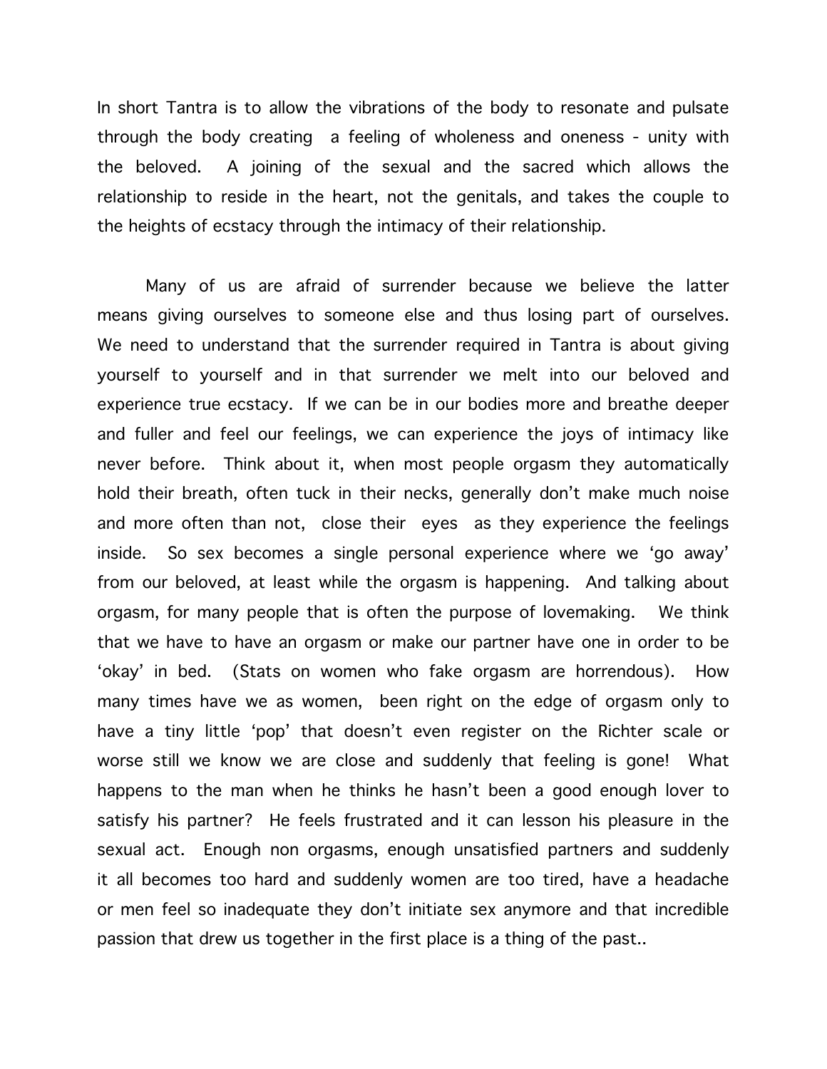In short Tantra is to allow the vibrations of the body to resonate and pulsate through the body creating a feeling of wholeness and oneness - unity with the beloved. A joining of the sexual and the sacred which allows the relationship to reside in the heart, not the genitals, and takes the couple to the heights of ecstacy through the intimacy of their relationship.

Many of us are afraid of surrender because we believe the latter means giving ourselves to someone else and thus losing part of ourselves. We need to understand that the surrender required in Tantra is about giving yourself to yourself and in that surrender we melt into our beloved and experience true ecstacy. If we can be in our bodies more and breathe deeper and fuller and feel our feelings, we can experience the joys of intimacy like never before. Think about it, when most people orgasm they automatically hold their breath, often tuck in their necks, generally don't make much noise and more often than not, close their eyes as they experience the feelings inside. So sex becomes a single personal experience where we 'go away' from our beloved, at least while the orgasm is happening. And talking about orgasm, for many people that is often the purpose of lovemaking. We think that we have to have an orgasm or make our partner have one in order to be 'okay' in bed. (Stats on women who fake orgasm are horrendous). How many times have we as women, been right on the edge of orgasm only to have a tiny little 'pop' that doesn't even register on the Richter scale or worse still we know we are close and suddenly that feeling is gone! What happens to the man when he thinks he hasn't been a good enough lover to satisfy his partner? He feels frustrated and it can lesson his pleasure in the sexual act. Enough non orgasms, enough unsatisfied partners and suddenly it all becomes too hard and suddenly women are too tired, have a headache or men feel so inadequate they don't initiate sex anymore and that incredible passion that drew us together in the first place is a thing of the past..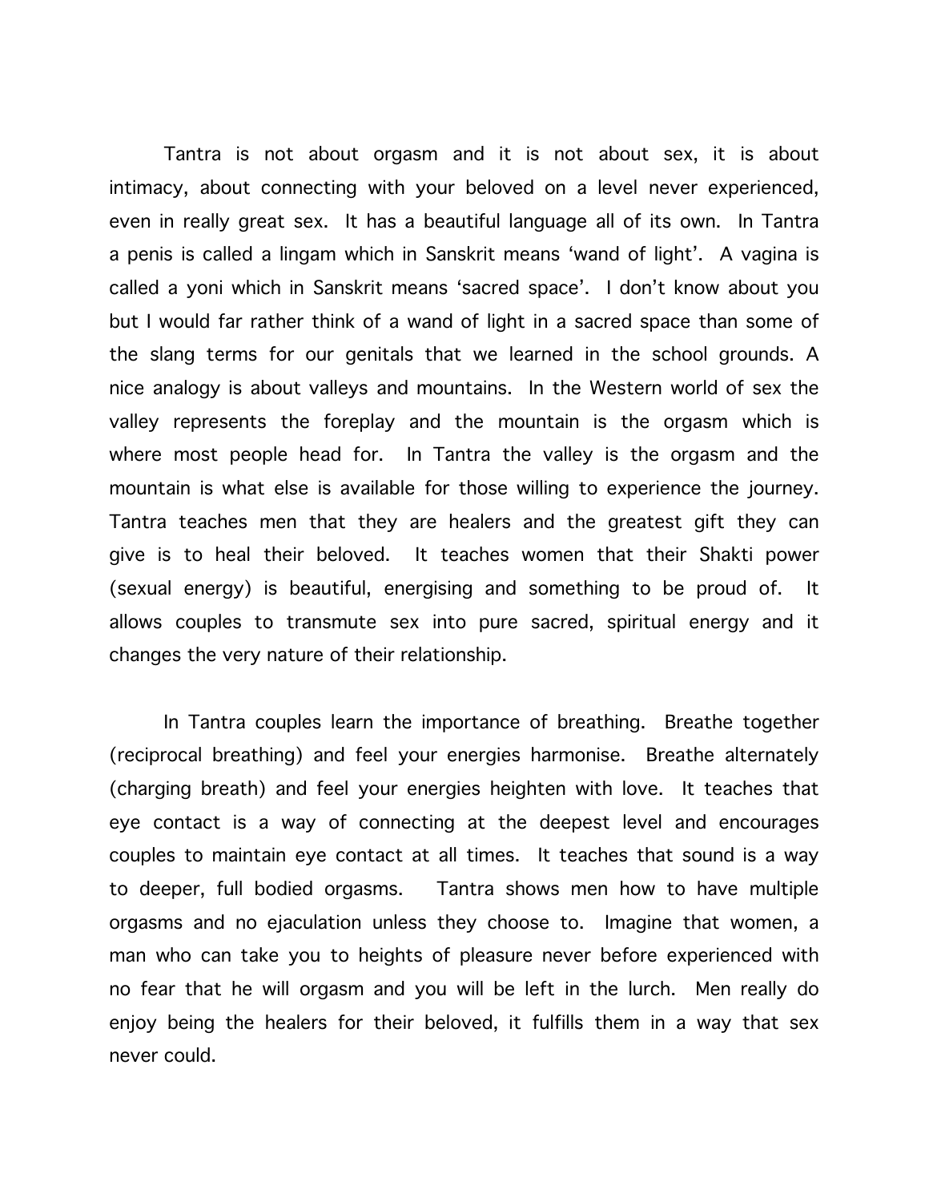Tantra is not about orgasm and it is not about sex, it is about intimacy, about connecting with your beloved on a level never experienced, even in really great sex. It has a beautiful language all of its own. In Tantra a penis is called a lingam which in Sanskrit means 'wand of light'. A vagina is called a yoni which in Sanskrit means 'sacred space'. I don't know about you but I would far rather think of a wand of light in a sacred space than some of the slang terms for our genitals that we learned in the school grounds. A nice analogy is about valleys and mountains. In the Western world of sex the valley represents the foreplay and the mountain is the orgasm which is where most people head for. In Tantra the valley is the orgasm and the mountain is what else is available for those willing to experience the journey. Tantra teaches men that they are healers and the greatest gift they can give is to heal their beloved. It teaches women that their Shakti power (sexual energy) is beautiful, energising and something to be proud of. It allows couples to transmute sex into pure sacred, spiritual energy and it changes the very nature of their relationship.

In Tantra couples learn the importance of breathing. Breathe together (reciprocal breathing) and feel your energies harmonise. Breathe alternately (charging breath) and feel your energies heighten with love. It teaches that eye contact is a way of connecting at the deepest level and encourages couples to maintain eye contact at all times. It teaches that sound is a way to deeper, full bodied orgasms. Tantra shows men how to have multiple orgasms and no ejaculation unless they choose to. Imagine that women, a man who can take you to heights of pleasure never before experienced with no fear that he will orgasm and you will be left in the lurch. Men really do enjoy being the healers for their beloved, it fulfills them in a way that sex never could.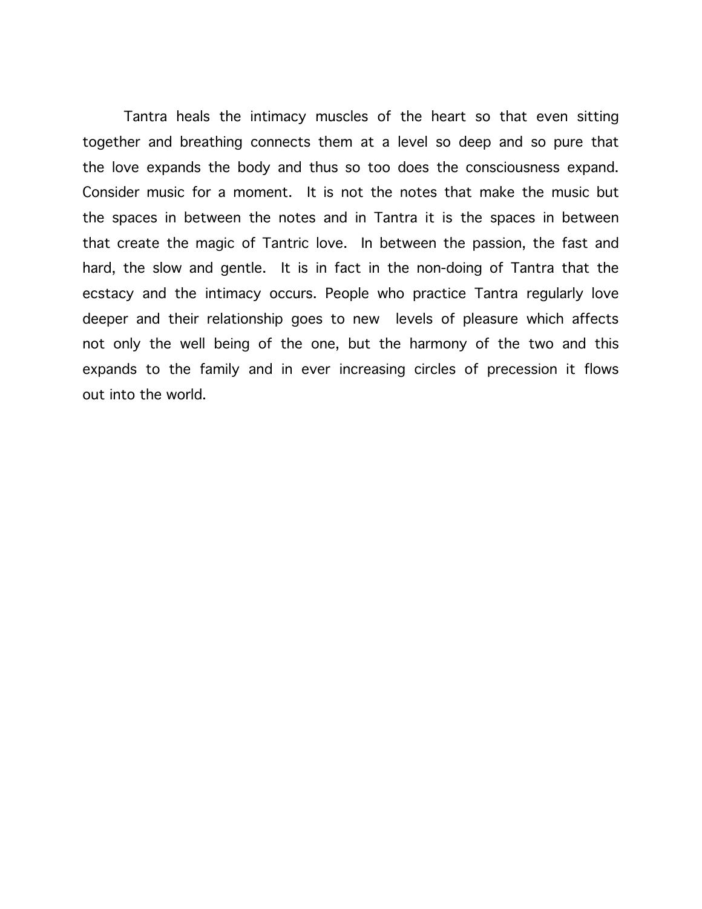Tantra heals the intimacy muscles of the heart so that even sitting together and breathing connects them at a level so deep and so pure that the love expands the body and thus so too does the consciousness expand. Consider music for a moment. It is not the notes that make the music but the spaces in between the notes and in Tantra it is the spaces in between that create the magic of Tantric love. In between the passion, the fast and hard, the slow and gentle. It is in fact in the non-doing of Tantra that the ecstacy and the intimacy occurs. People who practice Tantra regularly love deeper and their relationship goes to new levels of pleasure which affects not only the well being of the one, but the harmony of the two and this expands to the family and in ever increasing circles of precession it flows out into the world.